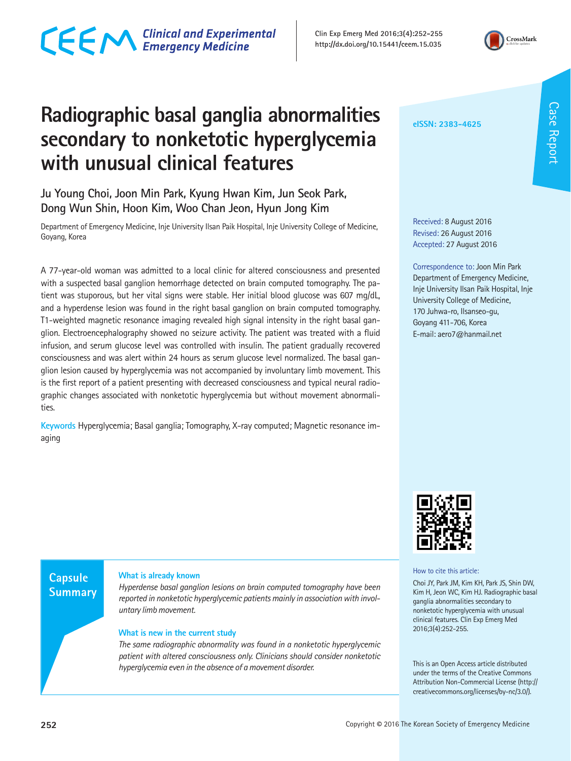Case Report

# Radiographic basal ganglia abnormalities secondary to nonketotic hyperglycemia with unusual clinical features

Ju Young Choi, Joon Min Park, Kyung Hwan Kim, Jun Seok Park, Dong Wun Shin, Hoon Kim, Woo Chan Jeon, Hyun Jong Kim

Department of Emergency Medicine, Inje University Ilsan Paik Hospital, Inje University College of Medicine, Goyang, Korea

eISSN: 2383-4625

Received: 8 August 2016
Revised: 26 August 2016
Accepted: 27 August 2016

Correspondence to: Joon Min Park
Department of Emergency Medicine, Inje University Ilsan Paik Hospital, Inje University College of Medicine, 170 Juhwa-ro, Ilsanseo-gu, Goyang 411-706, Korea
E-mail: aero7@hanmail.net

A 77-year-old woman was admitted to a local clinic for altered consciousness and presented with a suspected basal ganglion hemorrhage detected on brain computed tomography. The patient was stuporous, but her vital signs were stable. Her initial blood glucose was 607 mg/dL, and a hyperdense lesion was found in the right basal ganglion on brain computed tomography. T1-weighted magnetic resonance imaging revealed high signal intensity in the right basal ganglion. Electroencephalography showed no seizure activity. The patient was treated with a fluid infusion, and serum glucose level was controlled with insulin. The patient gradually recovered consciousness and was alert within 24 hours as serum glucose level normalized. The basal ganglion lesion caused by hyperglycemia was not accompanied by involuntary limb movement. This is the first report of a patient presenting with decreased consciousness and typical neural radiographic changes associated with nonketotic hyperglycemia but without movement abnormalities.

**Keywords** Hyperglycemia; Basal ganglia; Tomography, X-ray computed; Magnetic resonance imaging

## Capsule Summary

**What is already known**

*Hyperdense basal ganglion lesions on brain computed tomography have been reported in nonketotic hyperglycemic patients mainly in association with involuntary limb movement.*

**What is new in the current study**

*The same radiographic abnormality was found in a nonketotic hyperglycemic patient with altered consciousness only. Clinicians should consider nonketotic hyperglycemia even in the absence of a movement disorder.*

How to cite this article:
Choi JY, Park JM, Kim KH, Park JS, Shin DW, Kim H, Jeon WC, Kim HJ. Radiographic basal ganglia abnormalities secondary to nonketotic hyperglycemia with unusual clinical features. Clin Exp Emerg Med 2016;3(4):252-255.

This is an Open Access article distributed under the terms of the Creative Commons Attribution Non-Commercial License (http://creativecommons.org/licenses/by-nc/3.0/).

Copyright © 2016 The Korean Society of Emergency Medicine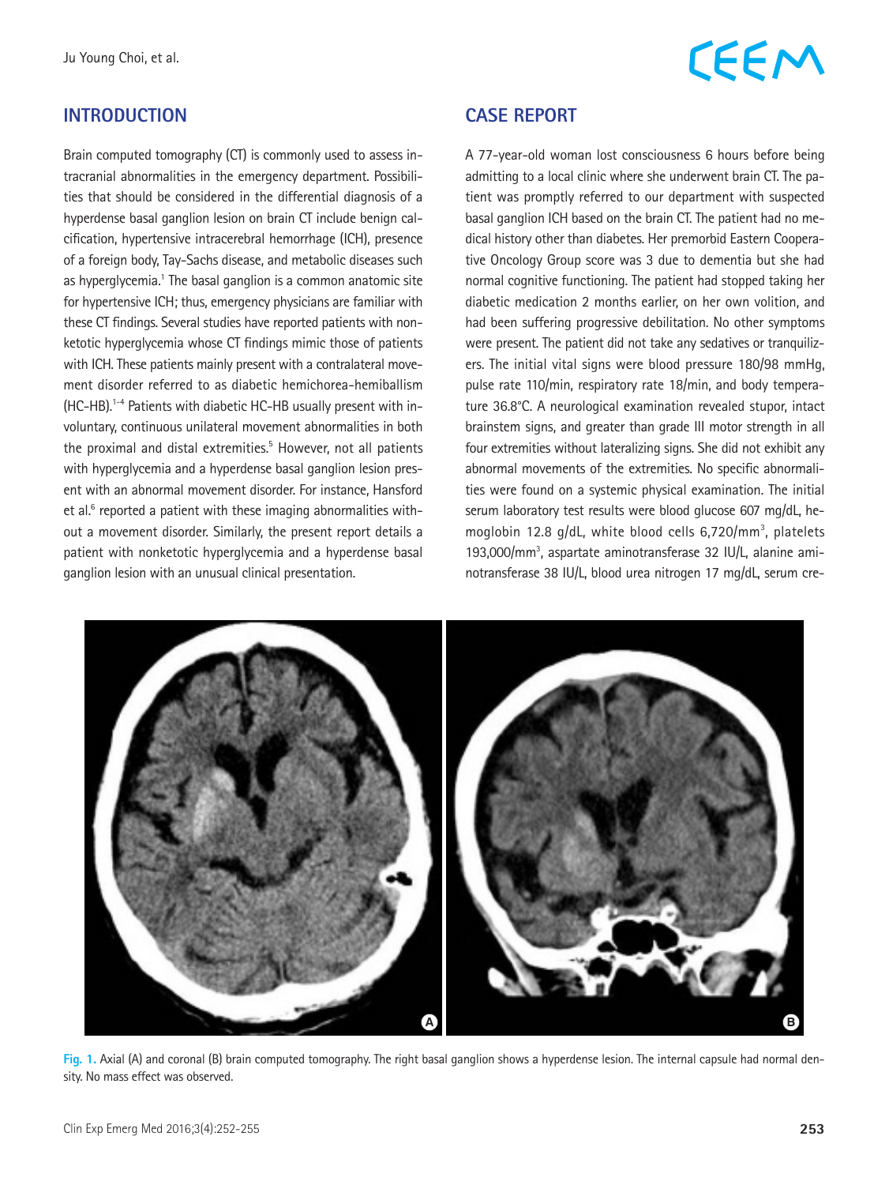## INTRODUCTION

Brain computed tomography (CT) is commonly used to assess intracranial abnormalities in the emergency department. Possibilities that should be considered in the differential diagnosis of a hyperdense basal ganglion lesion on brain CT include benign calcification, hypertensive intracerebral hemorrhage (ICH), presence of a foreign body, Tay-Sachs disease, and metabolic diseases such as hyperglycemia.[1] The basal ganglion is a common anatomic site for hypertensive ICH; thus, emergency physicians are familiar with these CT findings. Several studies have reported patients with nonketotic hyperglycemia whose CT findings mimic those of patients with ICH. These patients mainly present with a contralateral movement disorder referred to as diabetic hemichorea-hemiballism (HC-HB).[1-4] Patients with diabetic HC-HB usually present with involuntary, continuous unilateral movement abnormalities in both the proximal and distal extremities.[5] However, not all patients with hyperglycemia and a hyperdense basal ganglion lesion present with an abnormal movement disorder. For instance, Hansford et al.[6] reported a patient with these imaging abnormalities without a movement disorder. Similarly, the present report details a patient with nonketotic hyperglycemia and a hyperdense basal ganglion lesion with an unusual clinical presentation.

## CASE REPORT

A 77-year-old woman lost consciousness 6 hours before being admitting to a local clinic where she underwent brain CT. The patient was promptly referred to our department with suspected basal ganglion ICH based on the brain CT. The patient had no medical history other than diabetes. Her premorbid Eastern Cooperative Oncology Group score was 3 due to dementia but she had normal cognitive functioning. The patient had stopped taking her diabetic medication 2 months earlier, on her own volition, and had been suffering progressive debilitation. No other symptoms were present. The patient did not take any sedatives or tranquilizers. The initial vital signs were blood pressure 180/98 mmHg, pulse rate 110/min, respiratory rate 18/min, and body temperature 36.8°C. A neurological examination revealed stupor, intact brainstem signs, and greater than grade III motor strength in all four extremities without lateralizing signs. She did not exhibit any abnormal movements of the extremities. No specific abnormalities were found on a systemic physical examination. The initial serum laboratory test results were blood glucose 607 mg/dL, hemoglobin 12.8 g/dL, white blood cells 6,720/mm$^3$, platelets 193,000/mm$^3$, aspartate aminotransferase 32 IU/L, alanine aminotransferase 38 IU/L, blood urea nitrogen 17 mg/dL, serum cre-

Fig. 1. Axial (A) and coronal (B) brain computed tomography. The right basal ganglion shows a hyperdense lesion. The internal capsule had normal density. No mass effect was observed.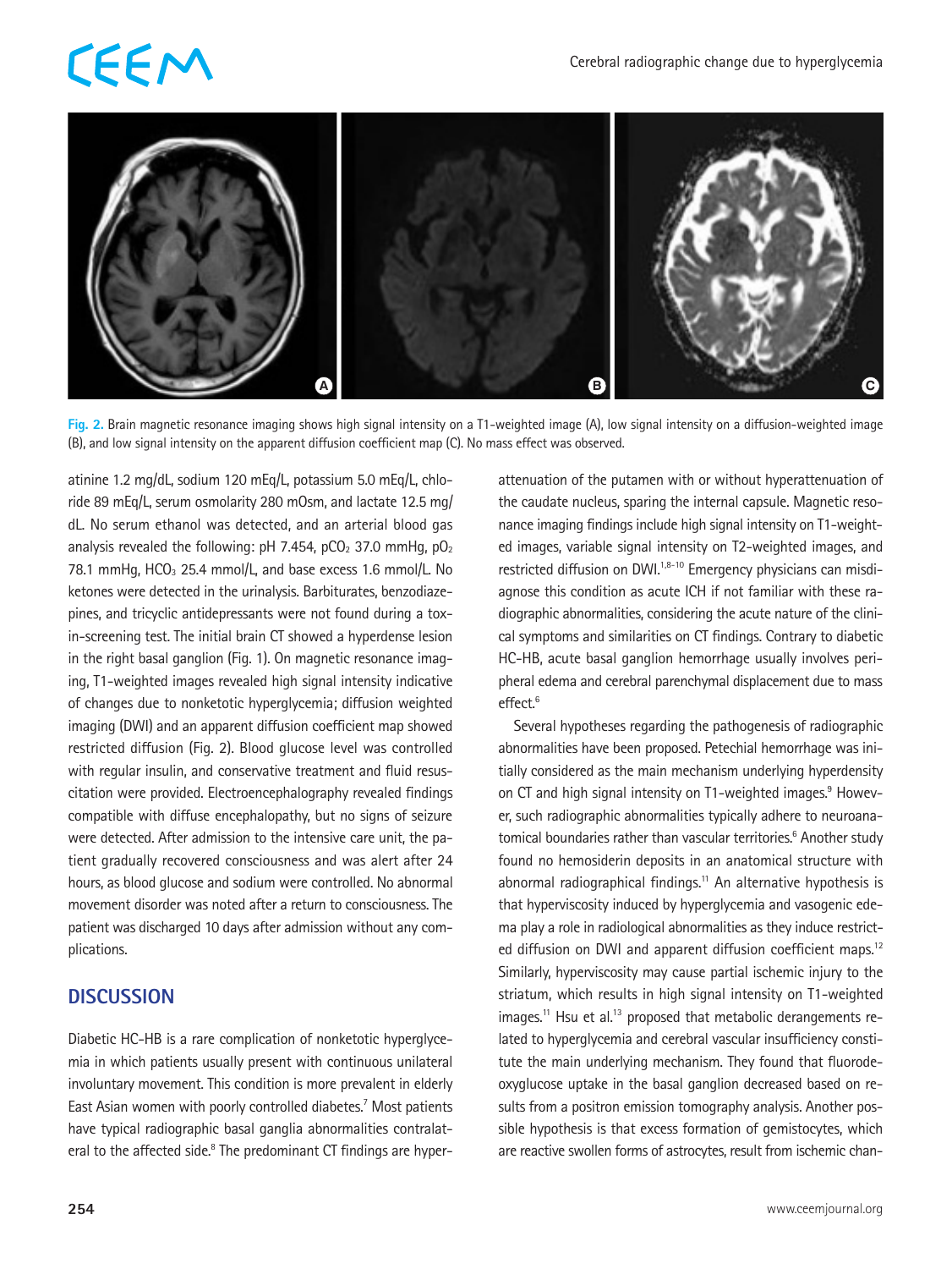Fig. 2. Brain magnetic resonance imaging shows high signal intensity on a T1-weighted image (A), low signal intensity on a diffusion-weighted image (B), and low signal intensity on the apparent diffusion coefficient map (C). No mass effect was observed.

atinine 1.2 mg/dL, sodium 120 mEq/L, potassium 5.0 mEq/L, chloride 89 mEq/L, serum osmolarity 280 mOsm, and lactate 12.5 mg/dL. No serum ethanol was detected, and an arterial blood gas analysis revealed the following: pH 7.454, $pCO_2$ 37.0 mmHg, $pO_2$ 78.1 mmHg, $HCO_3$ 25.4 mmol/L, and base excess 1.6 mmol/L. No ketones were detected in the urinalysis. Barbiturates, benzodiazepines, and tricyclic antidepressants were not found during a toxin-screening test. The initial brain CT showed a hyperdense lesion in the right basal ganglion (Fig. 1). On magnetic resonance imaging, T1-weighted images revealed high signal intensity indicative of changes due to nonketotic hyperglycemia; diffusion weighted imaging (DWI) and an apparent diffusion coefficient map showed restricted diffusion (Fig. 2). Blood glucose level was controlled with regular insulin, and conservative treatment and fluid resuscitation were provided. Electroencephalography revealed findings compatible with diffuse encephalopathy, but no signs of seizure were detected. After admission to the intensive care unit, the patient gradually recovered consciousness and was alert after 24 hours, as blood glucose and sodium were controlled. No abnormal movement disorder was noted after a return to consciousness. The patient was discharged 10 days after admission without any complications.

## DISCUSSION

Diabetic HC-HB is a rare complication of nonketotic hyperglycemia in which patients usually present with continuous unilateral involuntary movement. This condition is more prevalent in elderly East Asian women with poorly controlled diabetes.[7] Most patients have typical radiographic basal ganglia abnormalities contralateral to the affected side.[8] The predominant CT findings are hyperattenuation of the putamen with or without hyperattenuation of the caudate nucleus, sparing the internal capsule. Magnetic resonance imaging findings include high signal intensity on T1-weighted images, variable signal intensity on T2-weighted images, and restricted diffusion on DWI.[1,8-10] Emergency physicians can misdiagnose this condition as acute ICH if not familiar with these radiographic abnormalities, considering the acute nature of the clinical symptoms and similarities on CT findings. Contrary to diabetic HC-HB, acute basal ganglion hemorrhage usually involves peripheral edema and cerebral parenchymal displacement due to mass effect.[6]

Several hypotheses regarding the pathogenesis of radiographic abnormalities have been proposed. Petechial hemorrhage was initially considered as the main mechanism underlying hyperdensity on CT and high signal intensity on T1-weighted images.[9] However, such radiographic abnormalities typically adhere to neuroanatomical boundaries rather than vascular territories.[6] Another study found no hemosiderin deposits in an anatomical structure with abnormal radiographical findings.[11] An alternative hypothesis is that hyperviscosity induced by hyperglycemia and vasogenic edema play a role in radiological abnormalities as they induce restricted diffusion on DWI and apparent diffusion coefficient maps.[12] Similarly, hyperviscosity may cause partial ischemic injury to the striatum, which results in high signal intensity on T1-weighted images.[11] Hsu et al.[13] proposed that metabolic derangements related to hyperglycemia and cerebral vascular insufficiency constitute the main underlying mechanism. They found that fluorodeoxyglucose uptake in the basal ganglion decreased based on results from a positron emission tomography analysis. Another possible hypothesis is that excess formation of gemistocytes, which are reactive swollen forms of astrocytes, result from ischemic chan-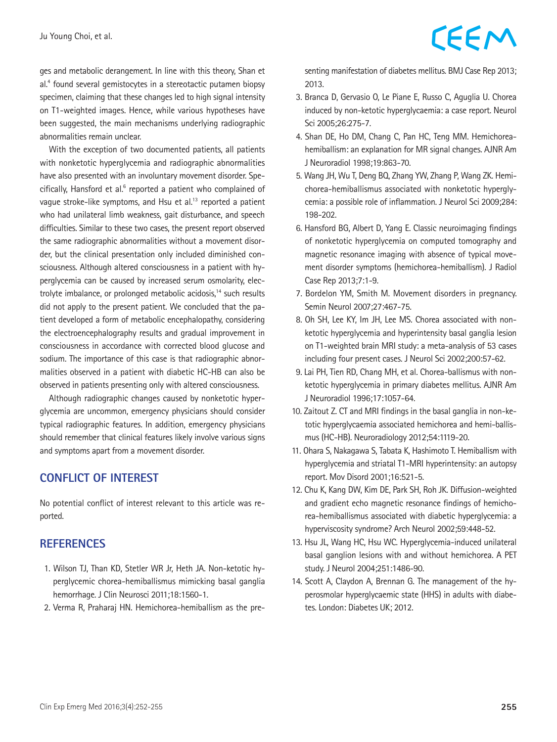ges and metabolic derangement. In line with this theory, Shan et al.[4] found several gemistocytes in a stereotactic putamen biopsy specimen, claiming that these changes led to high signal intensity on T1-weighted images. Hence, while various hypotheses have been suggested, the main mechanisms underlying radiographic abnormalities remain unclear.

With the exception of two documented patients, all patients with nonketotic hyperglycemia and radiographic abnormalities have also presented with an involuntary movement disorder. Specifically, Hansford et al.[6] reported a patient who complained of vague stroke-like symptoms, and Hsu et al.[13] reported a patient who had unilateral limb weakness, gait disturbance, and speech difficulties. Similar to these two cases, the present report observed the same radiographic abnormalities without a movement disorder, but the clinical presentation only included diminished consciousness. Although altered consciousness in a patient with hyperglycemia can be caused by increased serum osmolarity, electrolyte imbalance, or prolonged metabolic acidosis,[14] such results did not apply to the present patient. We concluded that the patient developed a form of metabolic encephalopathy, considering the electroencephalography results and gradual improvement in consciousness in accordance with corrected blood glucose and sodium. The importance of this case is that radiographic abnormalities observed in a patient with diabetic HC-HB can also be observed in patients presenting only with altered consciousness.

Although radiographic changes caused by nonketotic hyperglycemia are uncommon, emergency physicians should consider typical radiographic features. In addition, emergency physicians should remember that clinical features likely involve various signs and symptoms apart from a movement disorder.

## CONFLICT OF INTEREST

No potential conflict of interest relevant to this article was reported.

## REFERENCES

1. Wilson TJ, Than KD, Stetler WR Jr, Heth JA. Non-ketotic hyperglycemic chorea-hemiballismus mimicking basal ganglia hemorrhage. J Clin Neurosci 2011;18:1560-1.
2. Verma R, Praharaj HN. Hemichorea-hemiballism as the presenting manifestation of diabetes mellitus. BMJ Case Rep 2013; 2013.
3. Branca D, Gervasio O, Le Piane E, Russo C, Aguglia U. Chorea induced by non-ketotic hyperglycaemia: a case report. Neurol Sci 2005;26:275-7.
4. Shan DE, Ho DM, Chang C, Pan HC, Teng MM. Hemichorea-hemiballism: an explanation for MR signal changes. AJNR Am J Neuroradiol 1998;19:863-70.
5. Wang JH, Wu T, Deng BQ, Zhang YW, Zhang P, Wang ZK. Hemichorea-hemiballismus associated with nonketotic hyperglycemia: a possible role of inflammation. J Neurol Sci 2009;284: 198-202.
6. Hansford BG, Albert D, Yang E. Classic neuroimaging findings of nonketotic hyperglycemia on computed tomography and magnetic resonance imaging with absence of typical movement disorder symptoms (hemichorea-hemiballism). J Radiol Case Rep 2013;7:1-9.
7. Bordelon YM, Smith M. Movement disorders in pregnancy. Semin Neurol 2007;27:467-75.
8. Oh SH, Lee KY, Im JH, Lee MS. Chorea associated with non-ketotic hyperglycemia and hyperintensity basal ganglia lesion on T1-weighted brain MRI study: a meta-analysis of 53 cases including four present cases. J Neurol Sci 2002;200:57-62.
9. Lai PH, Tien RD, Chang MH, et al. Chorea-ballismus with non-ketotic hyperglycemia in primary diabetes mellitus. AJNR Am J Neuroradiol 1996;17:1057-64.
10. Zaitout Z. CT and MRI findings in the basal ganglia in non-ketotic hyperglycaemia associated hemichorea and hemi-ballismus (HC-HB). Neuroradiology 2012;54:1119-20.
11. Ohara S, Nakagawa S, Tabata K, Hashimoto T. Hemiballism with hyperglycemia and striatal T1-MRI hyperintensity: an autopsy report. Mov Disord 2001;16:521-5.
12. Chu K, Kang DW, Kim DE, Park SH, Roh JK. Diffusion-weighted and gradient echo magnetic resonance findings of hemichorea-hemiballismus associated with diabetic hyperglycemia: a hyperviscosity syndrome? Arch Neurol 2002;59:448-52.
13. Hsu JL, Wang HC, Hsu WC. Hyperglycemia-induced unilateral basal ganglion lesions with and without hemichorea. A PET study. J Neurol 2004;251:1486-90.
14. Scott A, Claydon A, Brennan G. The management of the hyperosmolar hyperglycaemic state (HHS) in adults with diabetes. London: Diabetes UK; 2012.